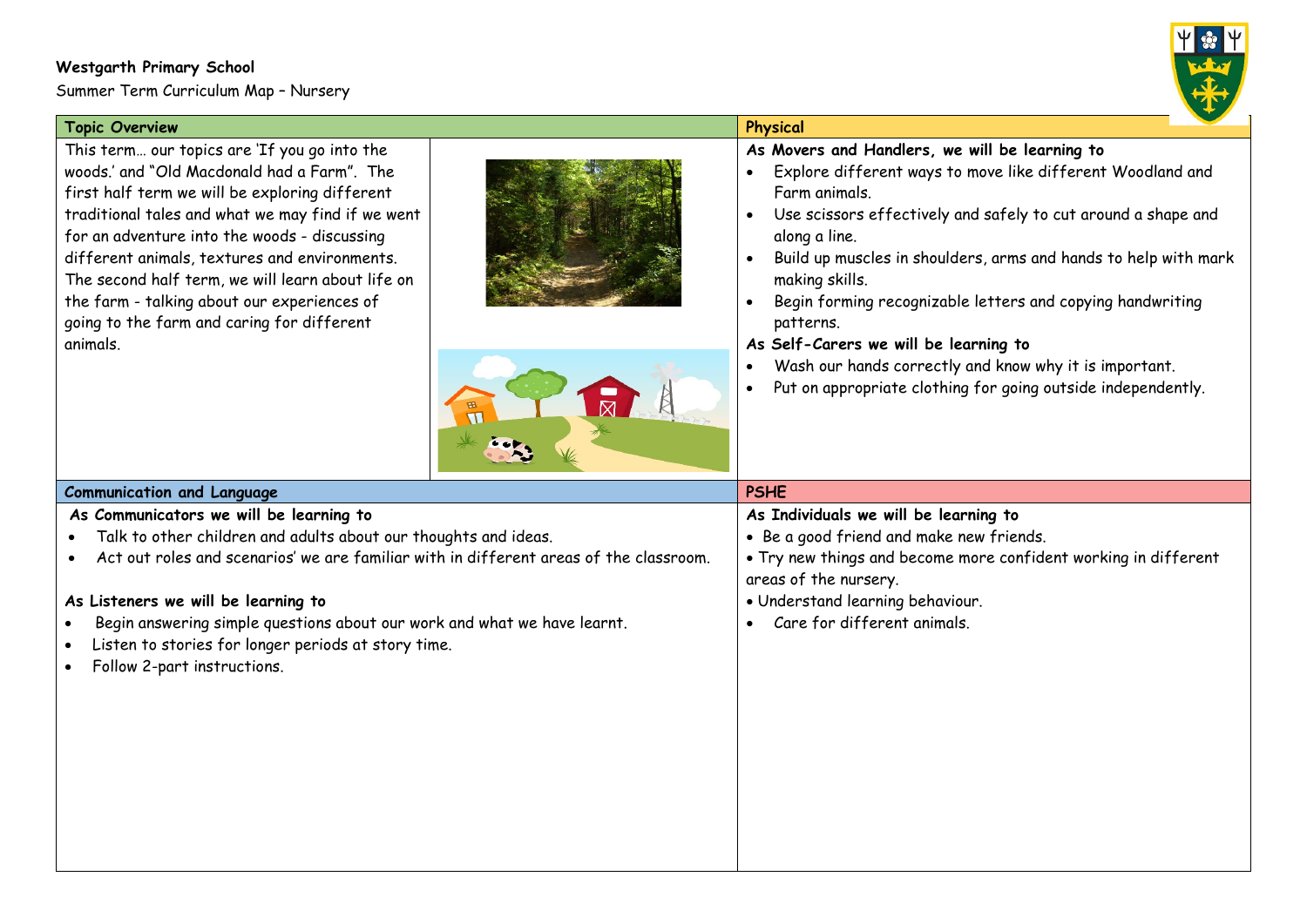**Westgarth Primary School**

Summer Term Curriculum Map – Nursery

## Topic Overview

This term… our topics are 'If you go into the woods.' and "Old Macdonald had a Farm". The first half term we will be exploring different traditional tales and what we may find if we went for an adventure into the woods - discussing different animals, textures and environments. The second half term, we will learn about life on the farm - talking about our experiences of going to the farm and caring for different animals.

## Physical

**As Movers and Handlers, we will be learning to**

- Explore different ways to move like different Woodland and Farm animals.
- Use scissors effectively and safely to cut around a shape and along a line.
- Build up muscles in shoulders, arms and hands to help with mark making skills.
- Begin forming recognizable letters and copying handwriting patterns.

**As Self-Carers we will be learning to**

- Wash our hands correctly and know why it is important.
- Put on appropriate clothing for going outside independently.

## Communication and Language

**As Communicators we will be learning to**

- Talk to other children and adults about our thoughts and ideas.
- Act out roles and scenarios' we are familiar with in different areas of the classroom.

**As Listeners we will be learning to**

- Begin answering simple questions about our work and what we have learnt.
- Listen to stories for longer periods at story time.
- Follow 2-part instructions.

## PSHE

**As Individuals we will be learning to**

- Be a good friend and make new friends.
- Try new things and become more confident working in different areas of the nursery.
- Understand learning behaviour.
- Care for different animals.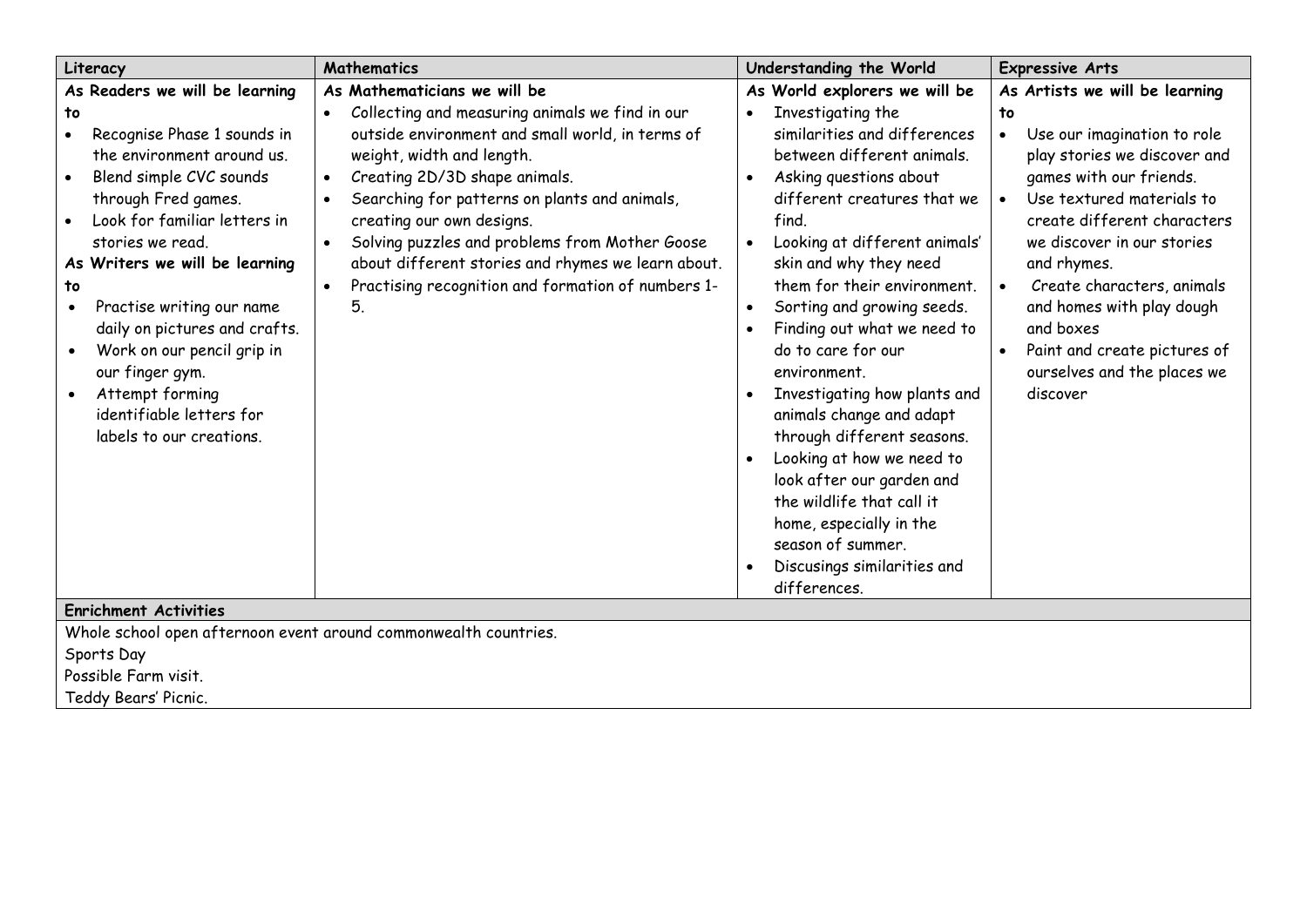| Literacy | Mathematics | Understanding the World | Expressive Arts |
|---|---|---|---|
| **As Readers we will be learning to**<br>• Recognise Phase 1 sounds in the environment around us.<br>• Blend simple CVC sounds through Fred games.<br>• Look for familiar letters in stories we read.<br>**As Writers we will be learning to**<br>• Practise writing our name daily on pictures and crafts.<br>• Work on our pencil grip in our finger gym.<br>• Attempt forming identifiable letters for labels to our creations. | **As Mathematicians we will be**<br>• Collecting and measuring animals we find in our outside environment and small world, in terms of weight, width and length.<br>• Creating 2D/3D shape animals.<br>• Searching for patterns on plants and animals, creating our own designs.<br>• Solving puzzles and problems from Mother Goose about different stories and rhymes we learn about.<br>• Practising recognition and formation of numbers 1-5. | **As World explorers we will be**<br>• Investigating the similarities and differences between different animals.<br>• Asking questions about different creatures that we find.<br>• Looking at different animals' skin and why they need them for their environment.<br>• Sorting and growing seeds.<br>• Finding out what we need to do to care for our environment.<br>• Investigating how plants and animals change and adapt through different seasons.<br>• Looking at how we need to look after our garden and the wildlife that call it home, especially in the season of summer.<br>• Discusings similarities and differences. | **As Artists we will be learning to**<br>• Use our imagination to role play stories we discover and games with our friends.<br>• Use textured materials to create different characters we discover in our stories and rhymes.<br>• Create characters, animals and homes with play dough and boxes<br>• Paint and create pictures of ourselves and the places we discover |

**Enrichment Activities**

Whole school open afternoon event around commonwealth countries.
Sports Day
Possible Farm visit.
Teddy Bears' Picnic.